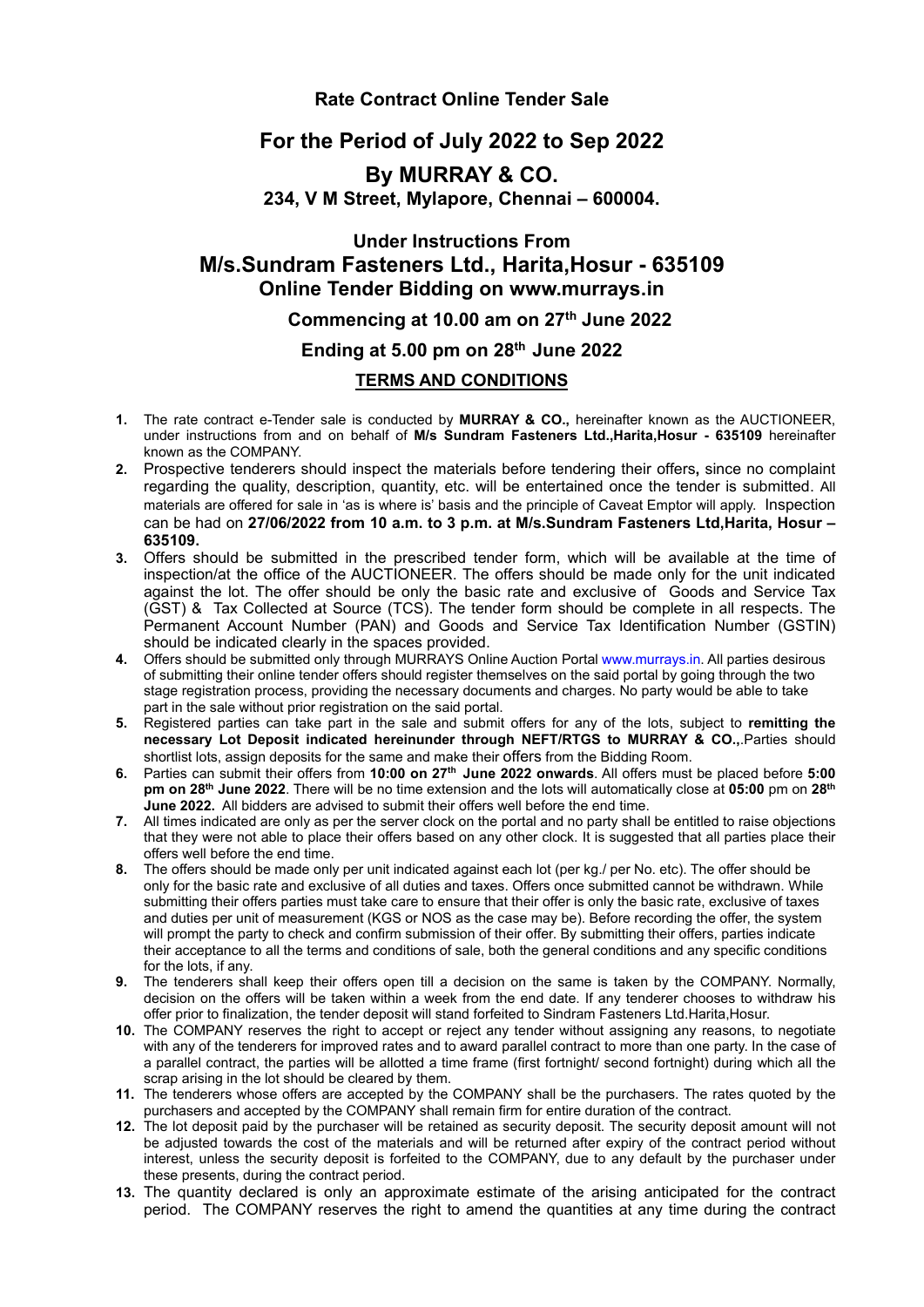## Rate Contract Online Tender Sale

# For the Period of July 2022 to Sep 2022

# By MURRAY & CO.

### 234, V M Street, Mylapore, Chennai – 600004.

## Under Instructions From

# M/s.Sundram Fasteners Ltd., Harita,Hosur - 635109

## Online Tender Bidding on www.murrays.in

### Commencing at 10.00 am on 27th June 2022

### Ending at 5.00 pm on 28th June 2022

### TERMS AND CONDITIONS

1. The rate contract e-Tender sale is conducted by **MURRAY & CO.,** hereinafter known as the AUCTIONEER, under instructions from and on behalf of **M/s Sundram Fasteners Ltd.,Harita,Hosur - 635109** hereinafter known as the COMPANY.
2. Prospective tenderers should inspect the materials before tendering their offers**,** since no complaint regarding the quality, description, quantity, etc. will be entertained once the tender is submitted. All materials are offered for sale in 'as is where is' basis and the principle of Caveat Emptor will apply. Inspection can be had on **27/06/2022 from 10 a.m. to 3 p.m. at M/s.Sundram Fasteners Ltd,Harita, Hosur – 635109.**
3. Offers should be submitted in the prescribed tender form, which will be available at the time of inspection/at the office of the AUCTIONEER. The offers should be made only for the unit indicated against the lot. The offer should be only the basic rate and exclusive of Goods and Service Tax (GST) & Tax Collected at Source (TCS). The tender form should be complete in all respects. The Permanent Account Number (PAN) and Goods and Service Tax Identification Number (GSTIN) should be indicated clearly in the spaces provided.
4. Offers should be submitted only through MURRAYS Online Auction Portal www.murrays.in. All parties desirous of submitting their online tender offers should register themselves on the said portal by going through the two stage registration process, providing the necessary documents and charges. No party would be able to take part in the sale without prior registration on the said portal.
5. Registered parties can take part in the sale and submit offers for any of the lots, subject to **remitting the necessary Lot Deposit indicated hereinunder through NEFT/RTGS to MURRAY & CO.,**.Parties should shortlist lots, assign deposits for the same and make their offers from the Bidding Room.
6. Parties can submit their offers from **10:00 on 27th June 2022 onwards**. All offers must be placed before **5:00 pm on 28th June 2022**. There will be no time extension and the lots will automatically close at **05:00** pm on **28th June 2022.** All bidders are advised to submit their offers well before the end time.
7. All times indicated are only as per the server clock on the portal and no party shall be entitled to raise objections that they were not able to place their offers based on any other clock. It is suggested that all parties place their offers well before the end time.
8. The offers should be made only per unit indicated against each lot (per kg./ per No. etc). The offer should be only for the basic rate and exclusive of all duties and taxes. Offers once submitted cannot be withdrawn. While submitting their offers parties must take care to ensure that their offer is only the basic rate, exclusive of taxes and duties per unit of measurement (KGS or NOS as the case may be). Before recording the offer, the system will prompt the party to check and confirm submission of their offer. By submitting their offers, parties indicate their acceptance to all the terms and conditions of sale, both the general conditions and any specific conditions for the lots, if any.
9. The tenderers shall keep their offers open till a decision on the same is taken by the COMPANY. Normally, decision on the offers will be taken within a week from the end date. If any tenderer chooses to withdraw his offer prior to finalization, the tender deposit will stand forfeited to Sindram Fasteners Ltd.Harita,Hosur.
10. The COMPANY reserves the right to accept or reject any tender without assigning any reasons, to negotiate with any of the tenderers for improved rates and to award parallel contract to more than one party. In the case of a parallel contract, the parties will be allotted a time frame (first fortnight/ second fortnight) during which all the scrap arising in the lot should be cleared by them.
11. The tenderers whose offers are accepted by the COMPANY shall be the purchasers. The rates quoted by the purchasers and accepted by the COMPANY shall remain firm for entire duration of the contract.
12. The lot deposit paid by the purchaser will be retained as security deposit. The security deposit amount will not be adjusted towards the cost of the materials and will be returned after expiry of the contract period without interest, unless the security deposit is forfeited to the COMPANY, due to any default by the purchaser under these presents, during the contract period.
13. The quantity declared is only an approximate estimate of the arising anticipated for the contract period. The COMPANY reserves the right to amend the quantities at any time during the contract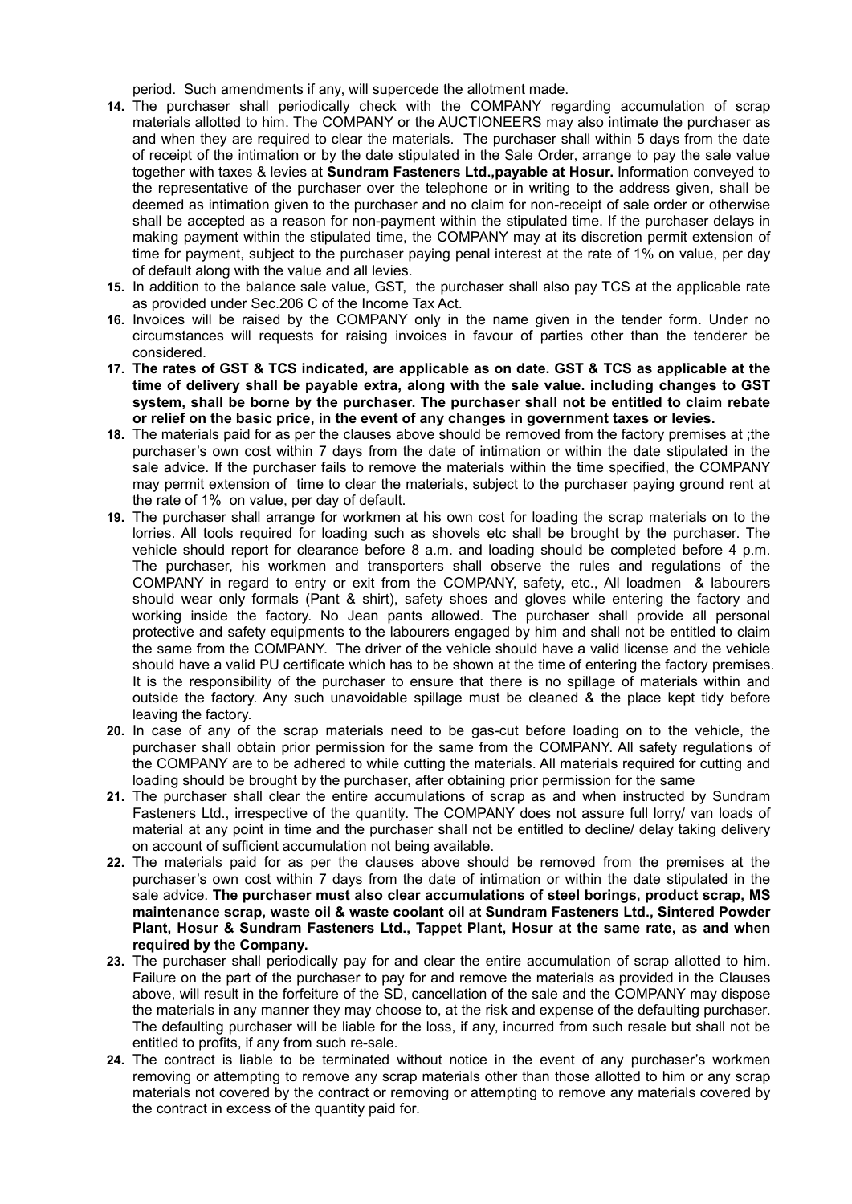period. Such amendments if any, will supercede the allotment made.

14. The purchaser shall periodically check with the COMPANY regarding accumulation of scrap materials allotted to him. The COMPANY or the AUCTIONEERS may also intimate the purchaser as and when they are required to clear the materials. The purchaser shall within 5 days from the date of receipt of the intimation or by the date stipulated in the Sale Order, arrange to pay the sale value together with taxes & levies at **Sundram Fasteners Ltd.,payable at Hosur.** Information conveyed to the representative of the purchaser over the telephone or in writing to the address given, shall be deemed as intimation given to the purchaser and no claim for non-receipt of sale order or otherwise shall be accepted as a reason for non-payment within the stipulated time. If the purchaser delays in making payment within the stipulated time, the COMPANY may at its discretion permit extension of time for payment, subject to the purchaser paying penal interest at the rate of 1% on value, per day of default along with the value and all levies.

15. In addition to the balance sale value, GST, the purchaser shall also pay TCS at the applicable rate as provided under Sec.206 C of the Income Tax Act.

16. Invoices will be raised by the COMPANY only in the name given in the tender form. Under no circumstances will requests for raising invoices in favour of parties other than the tenderer be considered.

17. **The rates of GST & TCS indicated, are applicable as on date. GST & TCS as applicable at the time of delivery shall be payable extra, along with the sale value. including changes to GST system, shall be borne by the purchaser. The purchaser shall not be entitled to claim rebate or relief on the basic price, in the event of any changes in government taxes or levies.**

18. The materials paid for as per the clauses above should be removed from the factory premises at ;the purchaser's own cost within 7 days from the date of intimation or within the date stipulated in the sale advice. If the purchaser fails to remove the materials within the time specified, the COMPANY may permit extension of time to clear the materials, subject to the purchaser paying ground rent at the rate of 1% on value, per day of default.

19. The purchaser shall arrange for workmen at his own cost for loading the scrap materials on to the lorries. All tools required for loading such as shovels etc shall be brought by the purchaser. The vehicle should report for clearance before 8 a.m. and loading should be completed before 4 p.m. The purchaser, his workmen and transporters shall observe the rules and regulations of the COMPANY in regard to entry or exit from the COMPANY, safety, etc., All loadmen & labourers should wear only formals (Pant & shirt), safety shoes and gloves while entering the factory and working inside the factory. No Jean pants allowed. The purchaser shall provide all personal protective and safety equipments to the labourers engaged by him and shall not be entitled to claim the same from the COMPANY. The driver of the vehicle should have a valid license and the vehicle should have a valid PU certificate which has to be shown at the time of entering the factory premises. It is the responsibility of the purchaser to ensure that there is no spillage of materials within and outside the factory. Any such unavoidable spillage must be cleaned & the place kept tidy before leaving the factory.

20. In case of any of the scrap materials need to be gas-cut before loading on to the vehicle, the purchaser shall obtain prior permission for the same from the COMPANY. All safety regulations of the COMPANY are to be adhered to while cutting the materials. All materials required for cutting and loading should be brought by the purchaser, after obtaining prior permission for the same

21. The purchaser shall clear the entire accumulations of scrap as and when instructed by Sundram Fasteners Ltd., irrespective of the quantity. The COMPANY does not assure full lorry/ van loads of material at any point in time and the purchaser shall not be entitled to decline/ delay taking delivery on account of sufficient accumulation not being available.

22. The materials paid for as per the clauses above should be removed from the premises at the purchaser's own cost within 7 days from the date of intimation or within the date stipulated in the sale advice. **The purchaser must also clear accumulations of steel borings, product scrap, MS maintenance scrap, waste oil & waste coolant oil at Sundram Fasteners Ltd., Sintered Powder Plant, Hosur & Sundram Fasteners Ltd., Tappet Plant, Hosur at the same rate, as and when required by the Company.**

23. The purchaser shall periodically pay for and clear the entire accumulation of scrap allotted to him. Failure on the part of the purchaser to pay for and remove the materials as provided in the Clauses above, will result in the forfeiture of the SD, cancellation of the sale and the COMPANY may dispose the materials in any manner they may choose to, at the risk and expense of the defaulting purchaser. The defaulting purchaser will be liable for the loss, if any, incurred from such resale but shall not be entitled to profits, if any from such re-sale.

24. The contract is liable to be terminated without notice in the event of any purchaser's workmen removing or attempting to remove any scrap materials other than those allotted to him or any scrap materials not covered by the contract or removing or attempting to remove any materials covered by the contract in excess of the quantity paid for.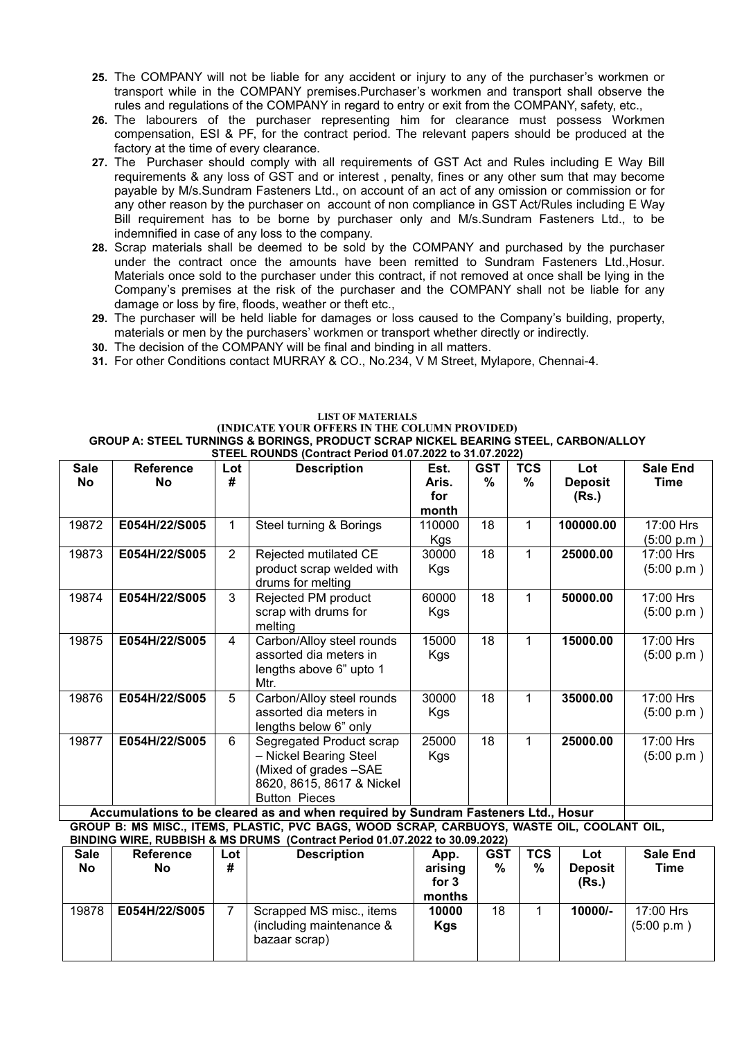25. The COMPANY will not be liable for any accident or injury to any of the purchaser's workmen or transport while in the COMPANY premises.Purchaser's workmen and transport shall observe the rules and regulations of the COMPANY in regard to entry or exit from the COMPANY, safety, etc.,
26. The labourers of the purchaser representing him for clearance must possess Workmen compensation, ESI & PF, for the contract period. The relevant papers should be produced at the factory at the time of every clearance.
27. The Purchaser should comply with all requirements of GST Act and Rules including E Way Bill requirements & any loss of GST and or interest , penalty, fines or any other sum that may become payable by M/s.Sundram Fasteners Ltd., on account of an act of any omission or commission or for any other reason by the purchaser on account of non compliance in GST Act/Rules including E Way Bill requirement has to be borne by purchaser only and M/s.Sundram Fasteners Ltd., to be indemnified in case of any loss to the company.
28. Scrap materials shall be deemed to be sold by the COMPANY and purchased by the purchaser under the contract once the amounts have been remitted to Sundram Fasteners Ltd.,Hosur. Materials once sold to the purchaser under this contract, if not removed at once shall be lying in the Company's premises at the risk of the purchaser and the COMPANY shall not be liable for any damage or loss by fire, floods, weather or theft etc.,
29. The purchaser will be held liable for damages or loss caused to the Company's building, property, materials or men by the purchasers' workmen or transport whether directly or indirectly.
30. The decision of the COMPANY will be final and binding in all matters.
31. For other Conditions contact MURRAY & CO., No.234, V M Street, Mylapore, Chennai-4.

**LIST OF MATERIALS**
**(INDICATE YOUR OFFERS IN THE COLUMN PROVIDED)**

**GROUP A: STEEL TURNINGS & BORINGS, PRODUCT SCRAP NICKEL BEARING STEEL, CARBON/ALLOY STEEL ROUNDS (Contract Period 01.07.2022 to 31.07.2022)**

| Sale No | Reference No | Lot # | Description | Est. Aris. for month | GST % | TCS % | Lot Deposit (Rs.) | Sale End Time |
|---|---|---|---|---|---|---|---|---|
| 19872 | **E054H/22/S005** | 1 | Steel turning & Borings | 110000 Kgs | 18 | 1 | **100000.00** | 17:00 Hrs (5:00 p.m ) |
| 19873 | **E054H/22/S005** | 2 | Rejected mutilated CE product scrap welded with drums for melting | 30000 Kgs | 18 | 1 | **25000.00** | 17:00 Hrs (5:00 p.m ) |
| 19874 | **E054H/22/S005** | 3 | Rejected PM product scrap with drums for melting | 60000 Kgs | 18 | 1 | **50000.00** | 17:00 Hrs (5:00 p.m ) |
| 19875 | **E054H/22/S005** | 4 | Carbon/Alloy steel rounds assorted dia meters in lengths above 6" upto 1 Mtr. | 15000 Kgs | 18 | 1 | **15000.00** | 17:00 Hrs (5:00 p.m ) |
| 19876 | **E054H/22/S005** | 5 | Carbon/Alloy steel rounds assorted dia meters in lengths below 6" only | 30000 Kgs | 18 | 1 | **35000.00** | 17:00 Hrs (5:00 p.m ) |
| 19877 | **E054H/22/S005** | 6 | Segregated Product scrap – Nickel Bearing Steel (Mixed of grades –SAE 8620, 8615, 8617 & Nickel Button Pieces | 25000 Kgs | 18 | 1 | **25000.00** | 17:00 Hrs (5:00 p.m ) |
| **Accumulations to be cleared as and when required by Sundram Fasteners Ltd., Hosur** | | | | | | | | |

**GROUP B: MS MISC., ITEMS, PLASTIC, PVC BAGS, WOOD SCRAP, CARBUOYS, WASTE OIL, COOLANT OIL, BINDING WIRE, RUBBISH & MS DRUMS (Contract Period 01.07.2022 to 30.09.2022)**

| Sale No | Reference No | Lot # | Description | App. arising for 3 months | GST % | TCS % | Lot Deposit (Rs.) | Sale End Time |
|---|---|---|---|---|---|---|---|---|
| 19878 | **E054H/22/S005** | 7 | Scrapped MS misc., items (including maintenance & bazaar scrap) | **10000 Kgs** | 18 | 1 | **10000/-** | 17:00 Hrs (5:00 p.m ) |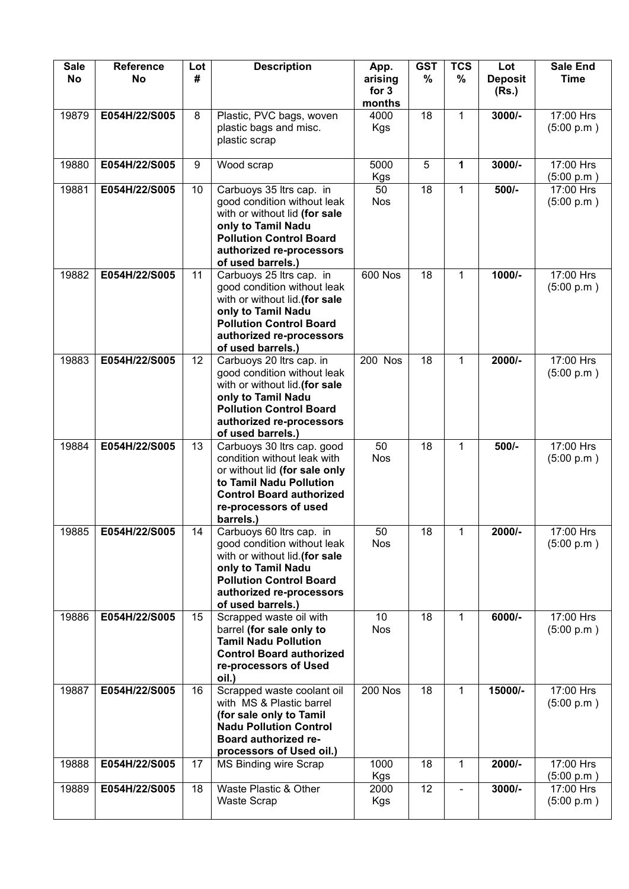| Sale No | Reference No | Lot # | Description | App. arising for 3 months | GST % | TCS % | Lot Deposit (Rs.) | Sale End Time |
|---|---|---|---|---|---|---|---|---|
| 19879 | **E054H/22/S005** | 8 | Plastic, PVC bags, woven plastic bags and misc. plastic scrap | 4000 Kgs | 18 | 1 | **3000/-** | 17:00 Hrs (5:00 p.m ) |
| 19880 | **E054H/22/S005** | 9 | Wood scrap | 5000 Kgs | 5 | **1** | **3000/-** | 17:00 Hrs (5:00 p.m ) |
| 19881 | **E054H/22/S005** | 10 | Carbuoys 35 ltrs cap. in good condition without leak with or without lid **(for sale only to Tamil Nadu Pollution Control Board authorized re-processors of used barrels.)** | 50 Nos | 18 | 1 | **500/-** | 17:00 Hrs (5:00 p.m ) |
| 19882 | **E054H/22/S005** | 11 | Carbuoys 25 ltrs cap. in good condition without leak with or without lid.**(for sale only to Tamil Nadu Pollution Control Board authorized re-processors of used barrels.)** | 600 Nos | 18 | 1 | **1000/-** | 17:00 Hrs (5:00 p.m ) |
| 19883 | **E054H/22/S005** | 12 | Carbuoys 20 ltrs cap. in good condition without leak with or without lid.**(for sale only to Tamil Nadu Pollution Control Board authorized re-processors of used barrels.)** | 200 Nos | 18 | 1 | **2000/-** | 17:00 Hrs (5:00 p.m ) |
| 19884 | **E054H/22/S005** | 13 | Carbuoys 30 ltrs cap. good condition without leak with or without lid **(for sale only to Tamil Nadu Pollution Control Board authorized re-processors of used barrels.)** | 50 Nos | 18 | 1 | **500/-** | 17:00 Hrs (5:00 p.m ) |
| 19885 | **E054H/22/S005** | 14 | Carbuoys 60 ltrs cap. in good condition without leak with or without lid.**(for sale only to Tamil Nadu Pollution Control Board authorized re-processors of used barrels.)** | 50 Nos | 18 | 1 | **2000/-** | 17:00 Hrs (5:00 p.m ) |
| 19886 | **E054H/22/S005** | 15 | Scrapped waste oil with barrel **(for sale only to Tamil Nadu Pollution Control Board authorized re-processors of Used oil.)** | 10 Nos | 18 | 1 | **6000/-** | 17:00 Hrs (5:00 p.m ) |
| 19887 | **E054H/22/S005** | 16 | Scrapped waste coolant oil with MS & Plastic barrel **(for sale only to Tamil Nadu Pollution Control Board authorized re-processors of Used oil.)** | 200 Nos | 18 | 1 | **15000/-** | 17:00 Hrs (5:00 p.m ) |
| 19888 | **E054H/22/S005** | 17 | MS Binding wire Scrap | 1000 Kgs | 18 | 1 | **2000/-** | 17:00 Hrs (5:00 p.m ) |
| 19889 | **E054H/22/S005** | 18 | Waste Plastic & Other Waste Scrap | 2000 Kgs | 12 | - | **3000/-** | 17:00 Hrs (5:00 p.m ) |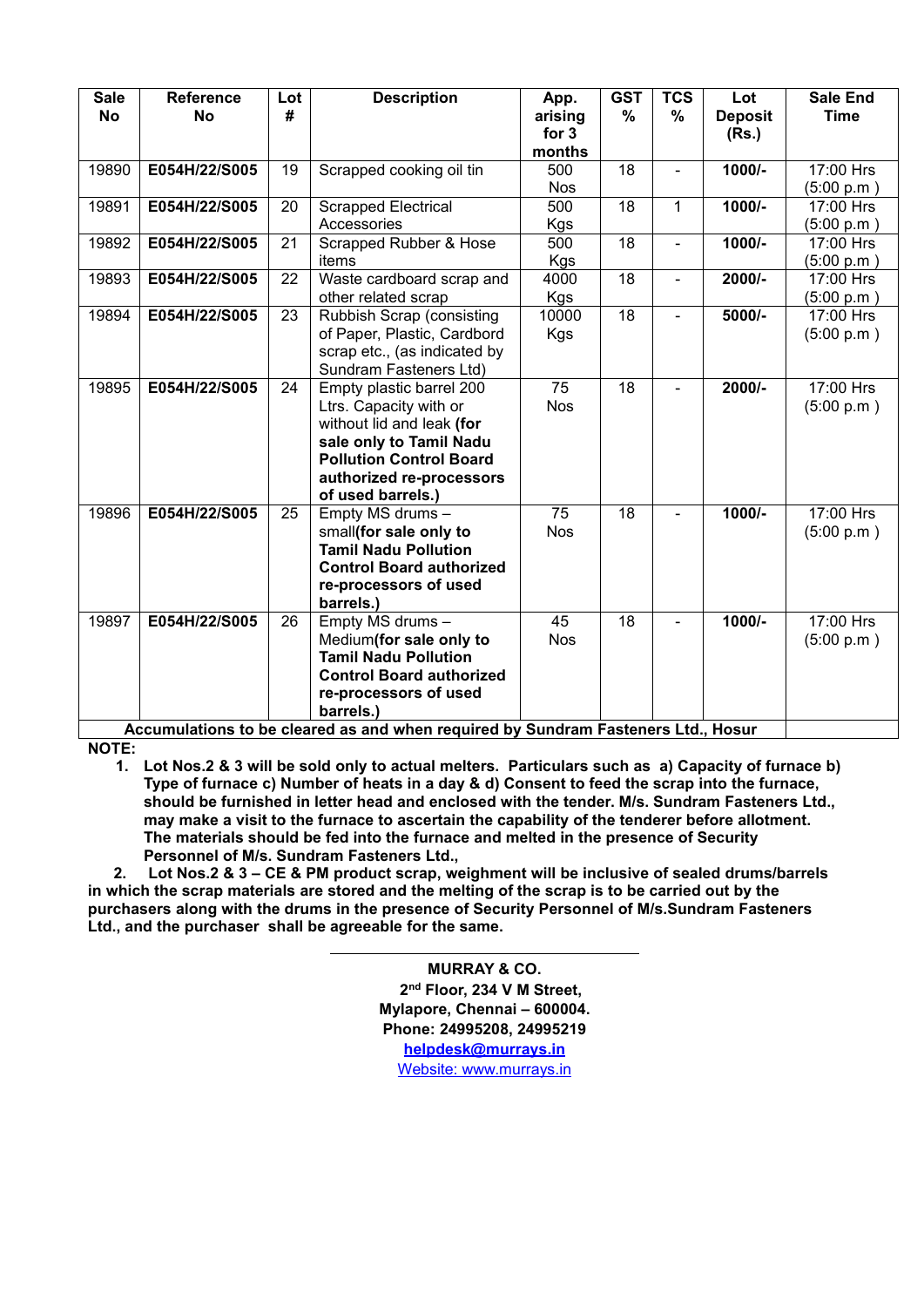| Sale No | Reference No | Lot # | Description | App. arising for 3 months | GST % | TCS % | Lot Deposit (Rs.) | Sale End Time |
|---|---|---|---|---|---|---|---|---|
| 19890 | **E054H/22/S005** | 19 | Scrapped cooking oil tin | 500 Nos | 18 | - | **1000/-** | 17:00 Hrs (5:00 p.m ) |
| 19891 | **E054H/22/S005** | 20 | Scrapped Electrical Accessories | 500 Kgs | 18 | 1 | **1000/-** | 17:00 Hrs (5:00 p.m ) |
| 19892 | **E054H/22/S005** | 21 | Scrapped Rubber & Hose items | 500 Kgs | 18 | - | **1000/-** | 17:00 Hrs (5:00 p.m ) |
| 19893 | **E054H/22/S005** | 22 | Waste cardboard scrap and other related scrap | 4000 Kgs | 18 | - | **2000/-** | 17:00 Hrs (5:00 p.m ) |
| 19894 | **E054H/22/S005** | 23 | Rubbish Scrap (consisting of Paper, Plastic, Cardbord scrap etc., (as indicated by Sundram Fasteners Ltd) | 10000 Kgs | 18 | - | **5000/-** | 17:00 Hrs (5:00 p.m ) |
| 19895 | **E054H/22/S005** | 24 | Empty plastic barrel 200 Ltrs. Capacity with or without lid and leak **(for sale only to Tamil Nadu Pollution Control Board authorized re-processors of used barrels.)** | 75 Nos | 18 | - | **2000/-** | 17:00 Hrs (5:00 p.m ) |
| 19896 | **E054H/22/S005** | 25 | Empty MS drums – small**(for sale only to Tamil Nadu Pollution Control Board authorized re-processors of used barrels.)** | 75 Nos | 18 | - | **1000/-** | 17:00 Hrs (5:00 p.m ) |
| 19897 | **E054H/22/S005** | 26 | Empty MS drums – Medium**(for sale only to Tamil Nadu Pollution Control Board authorized re-processors of used barrels.)** | 45 Nos | 18 | - | **1000/-** | 17:00 Hrs (5:00 p.m ) |
| **Accumulations to be cleared as and when required by Sundram Fasteners Ltd., Hosur** | | | | | | | | |

**NOTE:**

1. **Lot Nos.2 & 3 will be sold only to actual melters. Particulars such as a) Capacity of furnace b) Type of furnace c) Number of heats in a day & d) Consent to feed the scrap into the furnace, should be furnished in letter head and enclosed with the tender. M/s. Sundram Fasteners Ltd., may make a visit to the furnace to ascertain the capability of the tenderer before allotment. The materials should be fed into the furnace and melted in the presence of Security Personnel of M/s. Sundram Fasteners Ltd.,**
2. **Lot Nos.2 & 3 – CE & PM product scrap, weighment will be inclusive of sealed drums/barrels in which the scrap materials are stored and the melting of the scrap is to be carried out by the purchasers along with the drums in the presence of Security Personnel of M/s.Sundram Fasteners Ltd., and the purchaser shall be agreeable for the same.**

**MURRAY & CO.**
**2nd Floor, 234 V M Street,**
**Mylapore, Chennai – 600004.**
**Phone: 24995208, 24995219**
**helpdesk@murrays.in**
Website: www.murrays.in